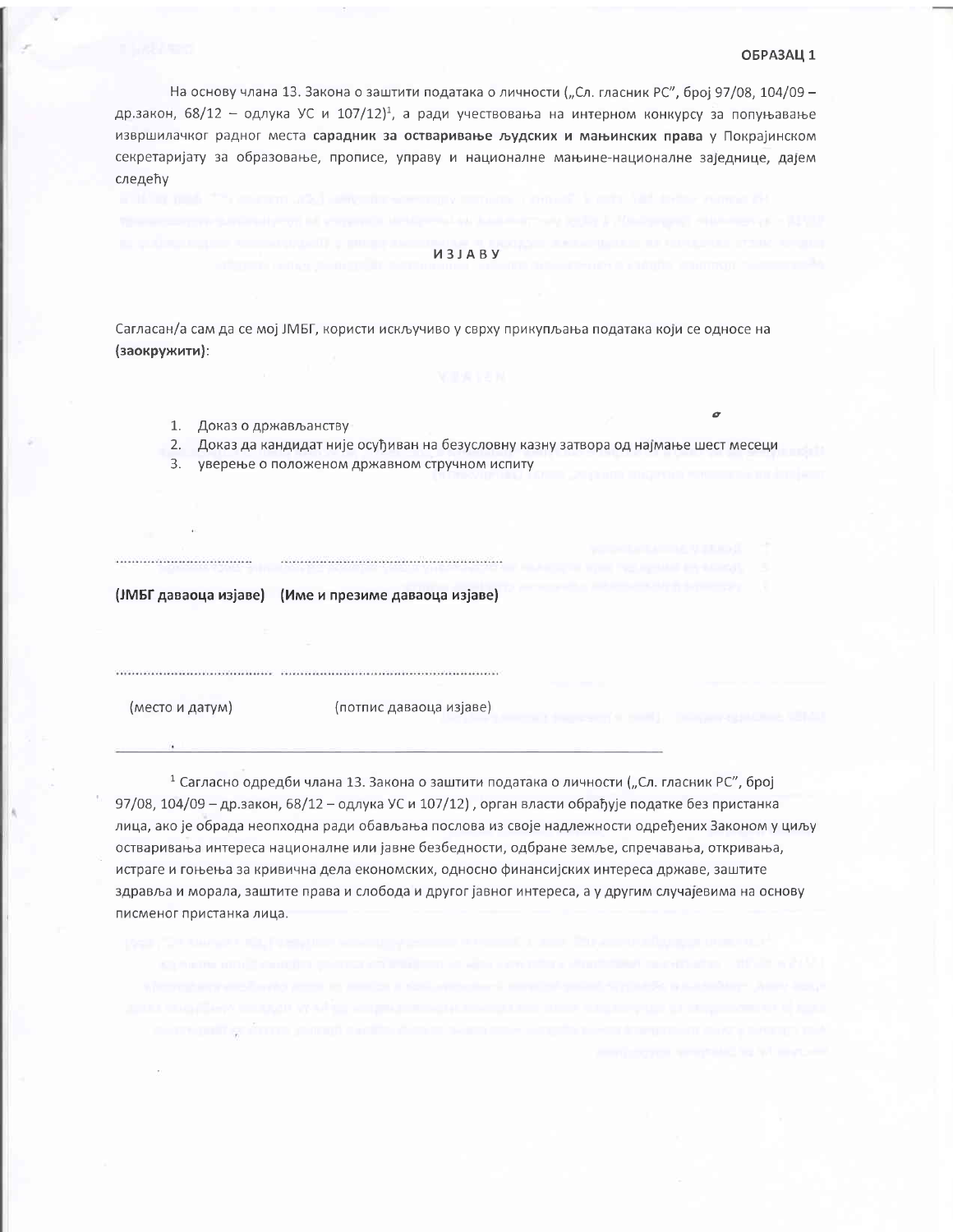ОБРАЗАЦ 1

На основу члана 13. Закона о заштити података о личности („Сл. гласник РС", број 97/08, 104/09 – др.закон, 68/12 – одлука УС и 107/12)[1], а ради учествовања на интерном конкурсу за попуњавање извршилачког радног места **сарадник за остваривање људских и мањинских права** у Покрајинском секретаријату за образовање, прописе, управу и националне мањине-националне заједнице, дајем следећу

**И З Ј А В У**

Сагласан/а сам да се мој ЈМБГ, користи искључиво у сврху прикупљања података који се односе на **(заокружити)**:

1. Доказ о држављанству
2. Доказ да кандидат није осуђиван на безусловну казну затвора од најмање шест месеци
3. уверење о положеном државном стручном испиту

................................. .......................................................

**(ЈМБГ даваоца изјаве) (Име и презиме даваоца изјаве)**

..................................... .....................................................

(место и датум) (потпис даваоца изјаве)

---

[1] Сагласно одредби члана 13. Закона о заштити података о личности („Сл. гласник РС", број 97/08, 104/09 – др.закон, 68/12 – одлука УС и 107/12) , орган власти обрађује податке без пристанка лица, ако је обрада неопходна ради обављања послова из своје надлежности одређених Законом у циљу остваривања интереса националне или јавне безбедности, одбране земље, спречавања, откривања, истраге и гоњења за кривична дела економских, односно финансијских интереса државе, заштите здравља и морала, заштите права и слобода и другог јавног интереса, а у другим случајевима на основу писменог пристанка лица.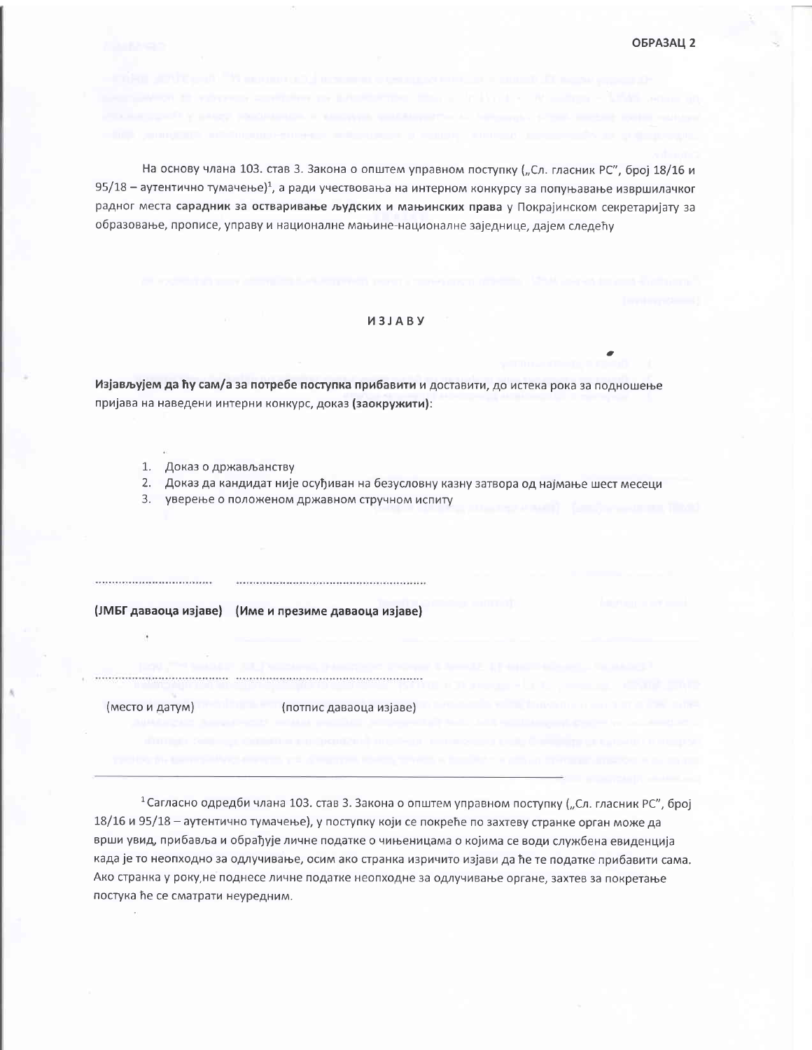ОБРАЗАЦ 2

На основу члана 103. став 3. Закона о општем управном поступку („Сл. гласник РС", број 18/16 и 95/18 – аутентично тумачење)[1], а ради учествовања на интерном конкурсу за попуњавање извршилачког радног места **сарадник за остваривање људских и мањинских права** у Покрајинском секретаријату за образовање, прописе, управу и националне мањине-националне заједнице, дајем следећу

**И З Ј А В У**

**Изјављујем да ћу сам/а за потребе поступка прибавити** и доставити, до истека рока за подношење пријава на наведени интерни конкурс, доказ **(заокружити)**:

1. Доказ о држављанству
2. Доказ да кандидат није осуђиван на безусловну казну затвора од најмање шест месеци
3. уверење о положеном државном стручном испиту

.................................... ........................................................

**(ЈМБГ даваоца изјаве) (Име и презиме даваоца изјаве)**

.................................... ........................................................

(место и датум) (потпис даваоца изјаве)

---

[1] Сагласно одредби члана 103. став 3. Закона о општем управном поступку („Сл. гласник РС", број 18/16 и 95/18 – аутентично тумачење), у поступку који се покреће по захтеву странке орган може да врши увид, прибавља и обрађује личне податке о чињеницама о којима се води службена евиденција када је то неопходно за одлучивање, осим ако странка изричито изјави да ће те податке прибавити сама. Ако странка у року не поднесе личне податке неопходне за одлучивање органе, захтев за покретање постука ће се сматрати неуредним.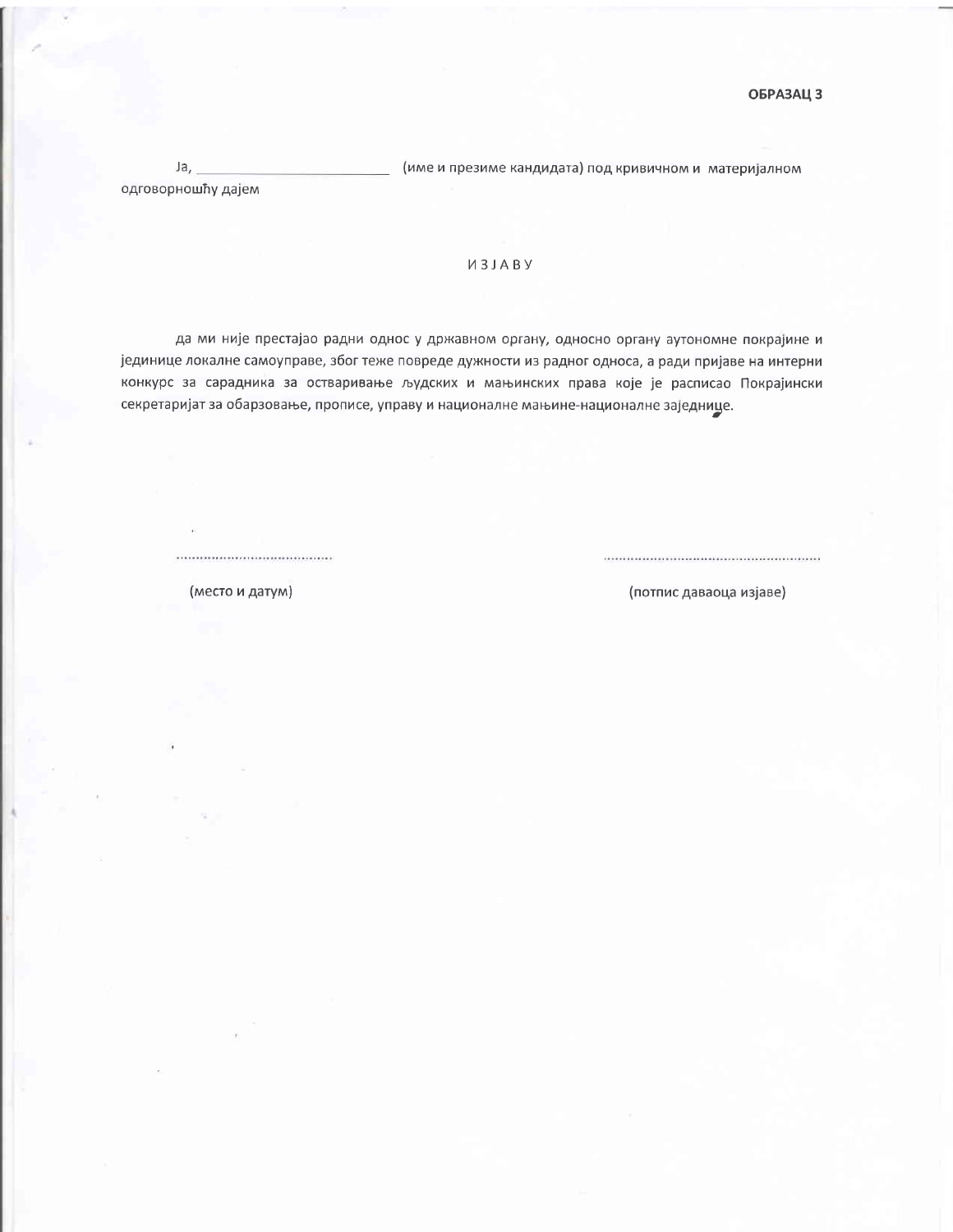**ОБРАЗАЦ 3**

Ја, \_\_\_\_\_\_\_\_\_\_\_\_\_\_\_\_\_\_\_\_\_\_\_\_\_\_ (име и презиме кандидата) под кривичном и материјалном одговорношћу дајем

ИЗЈАВУ

да ми није престајао радни однос у државном органу, односно органу аутономне покрајине и јединице локалне самоуправе, због теже повреде дужности из радног односа, а ради пријаве на интерни конкурс за сарадника за остваривање људских и мањинских права које је расписао Покрајински секретаријат за обарзовање, прописе, управу и националне мањине-националне заједнице.

.......................................                                                       ...........................................................

(место и датум)                                                                   (потпис даваоца изјаве)